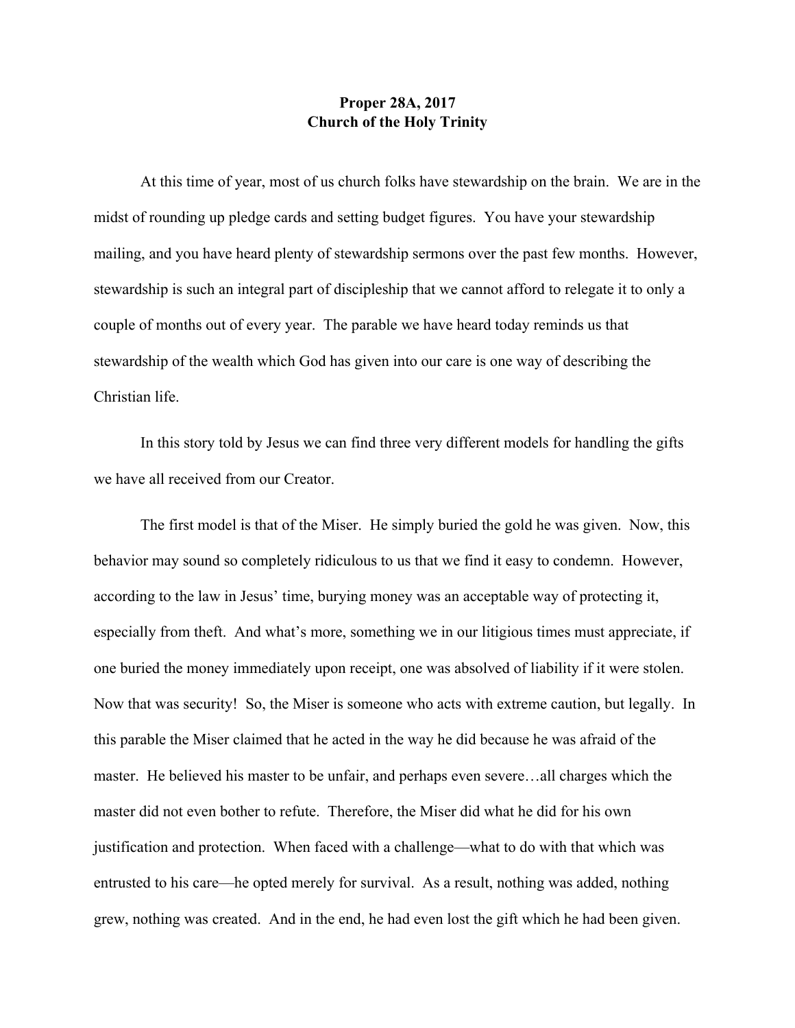**Proper 28A, 2017**
**Church of the Holy Trinity**

At this time of year, most of us church folks have stewardship on the brain. We are in the midst of rounding up pledge cards and setting budget figures. You have your stewardship mailing, and you have heard plenty of stewardship sermons over the past few months. However, stewardship is such an integral part of discipleship that we cannot afford to relegate it to only a couple of months out of every year. The parable we have heard today reminds us that stewardship of the wealth which God has given into our care is one way of describing the Christian life.

In this story told by Jesus we can find three very different models for handling the gifts we have all received from our Creator.

The first model is that of the Miser. He simply buried the gold he was given. Now, this behavior may sound so completely ridiculous to us that we find it easy to condemn. However, according to the law in Jesus' time, burying money was an acceptable way of protecting it, especially from theft. And what's more, something we in our litigious times must appreciate, if one buried the money immediately upon receipt, one was absolved of liability if it were stolen. Now that was security! So, the Miser is someone who acts with extreme caution, but legally. In this parable the Miser claimed that he acted in the way he did because he was afraid of the master. He believed his master to be unfair, and perhaps even severe…all charges which the master did not even bother to refute. Therefore, the Miser did what he did for his own justification and protection. When faced with a challenge—what to do with that which was entrusted to his care—he opted merely for survival. As a result, nothing was added, nothing grew, nothing was created. And in the end, he had even lost the gift which he had been given.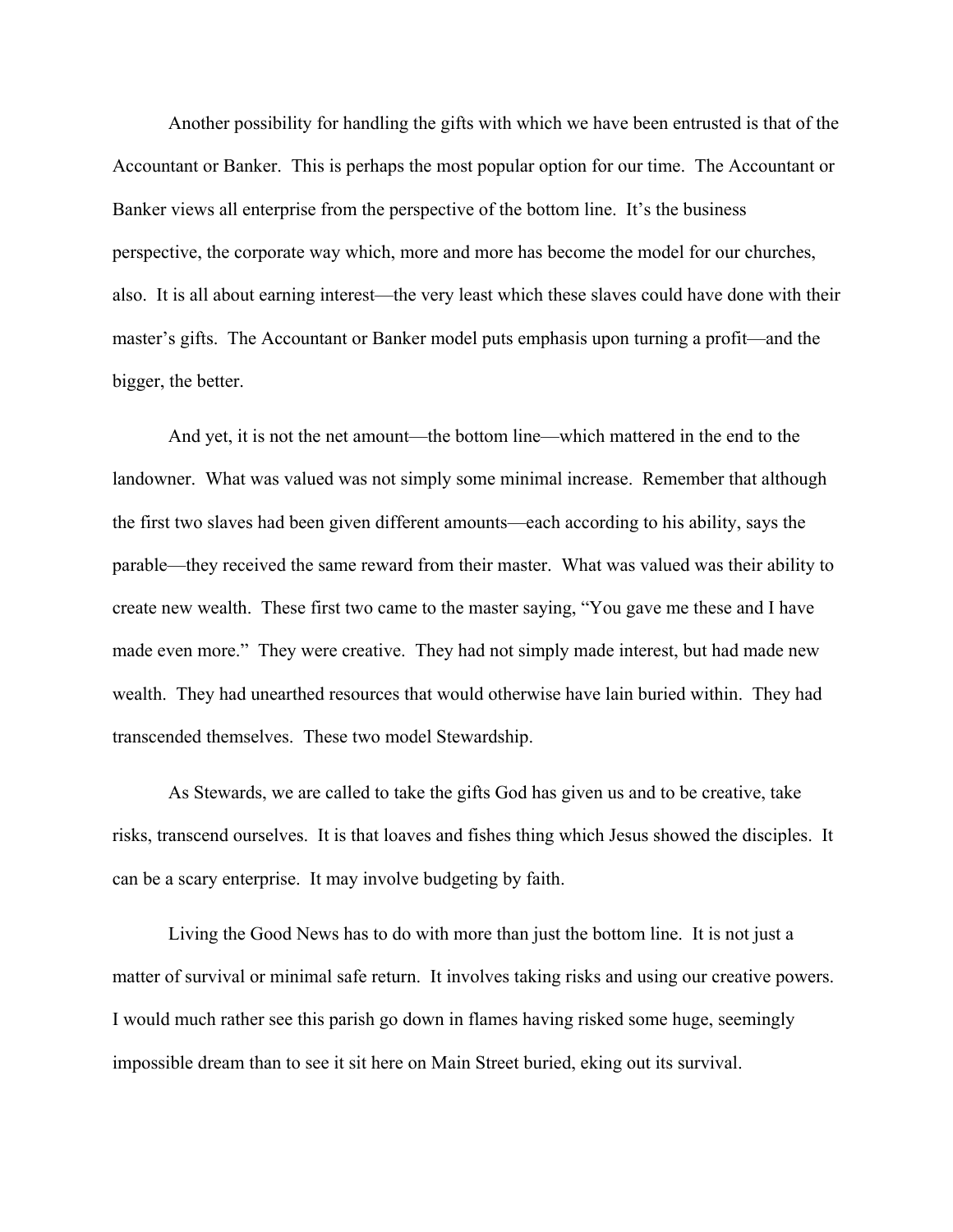Another possibility for handling the gifts with which we have been entrusted is that of the Accountant or Banker. This is perhaps the most popular option for our time. The Accountant or Banker views all enterprise from the perspective of the bottom line. It's the business perspective, the corporate way which, more and more has become the model for our churches, also. It is all about earning interest—the very least which these slaves could have done with their master's gifts. The Accountant or Banker model puts emphasis upon turning a profit—and the bigger, the better.

And yet, it is not the net amount—the bottom line—which mattered in the end to the landowner. What was valued was not simply some minimal increase. Remember that although the first two slaves had been given different amounts—each according to his ability, says the parable—they received the same reward from their master. What was valued was their ability to create new wealth. These first two came to the master saying, "You gave me these and I have made even more." They were creative. They had not simply made interest, but had made new wealth. They had unearthed resources that would otherwise have lain buried within. They had transcended themselves. These two model Stewardship.

As Stewards, we are called to take the gifts God has given us and to be creative, take risks, transcend ourselves. It is that loaves and fishes thing which Jesus showed the disciples. It can be a scary enterprise. It may involve budgeting by faith.

Living the Good News has to do with more than just the bottom line. It is not just a matter of survival or minimal safe return. It involves taking risks and using our creative powers. I would much rather see this parish go down in flames having risked some huge, seemingly impossible dream than to see it sit here on Main Street buried, eking out its survival.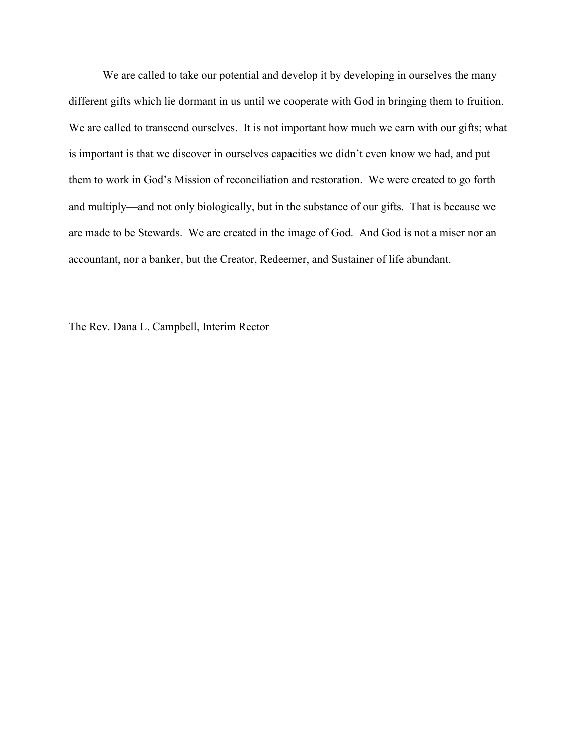We are called to take our potential and develop it by developing in ourselves the many different gifts which lie dormant in us until we cooperate with God in bringing them to fruition. We are called to transcend ourselves. It is not important how much we earn with our gifts; what is important is that we discover in ourselves capacities we didn't even know we had, and put them to work in God's Mission of reconciliation and restoration. We were created to go forth and multiply—and not only biologically, but in the substance of our gifts. That is because we are made to be Stewards. We are created in the image of God. And God is not a miser nor an accountant, nor a banker, but the Creator, Redeemer, and Sustainer of life abundant.

The Rev. Dana L. Campbell, Interim Rector